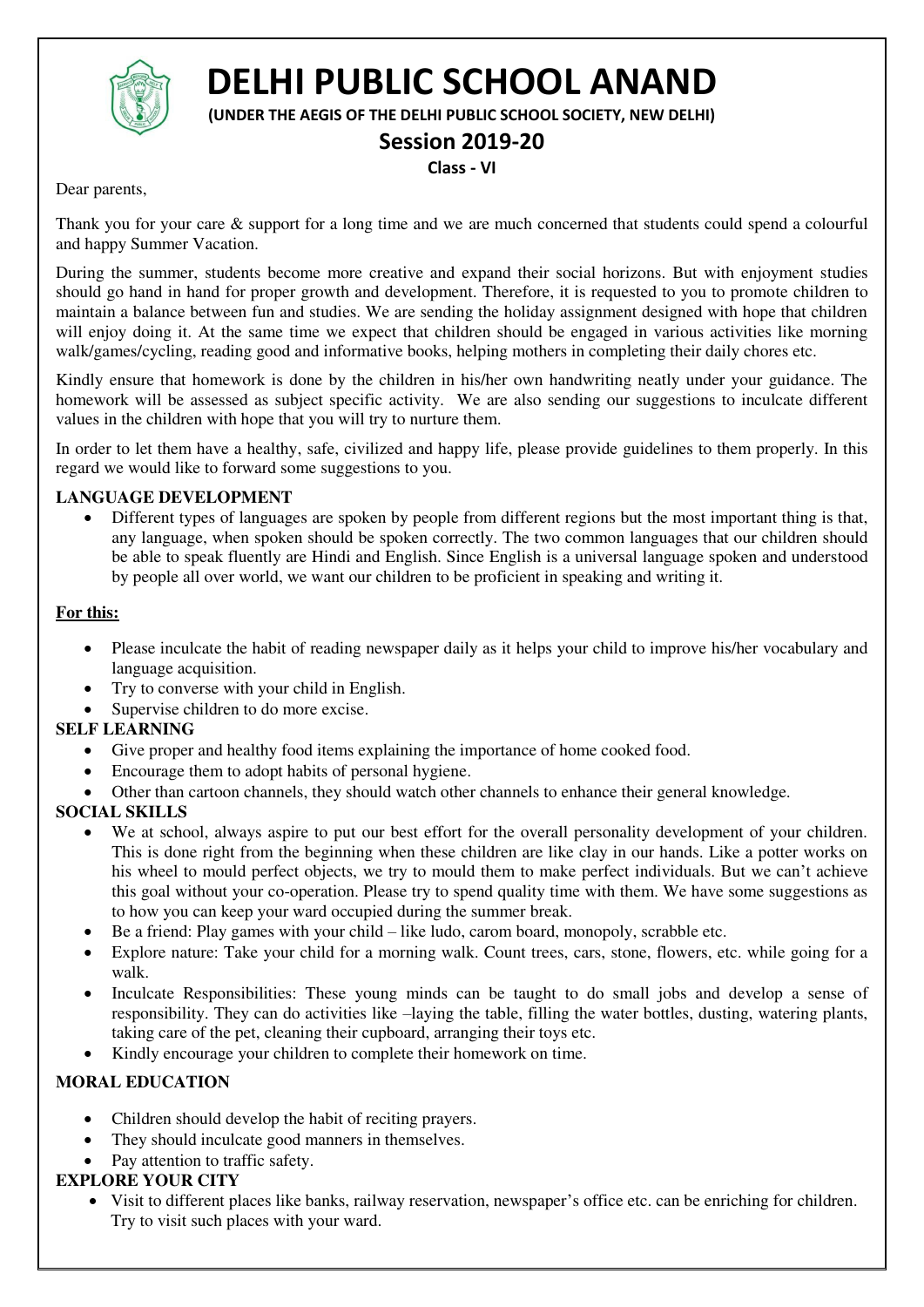# DELHI PUBLIC SCHOOL ANAND

**(UNDER THE AEGIS OF THE DELHI PUBLIC SCHOOL SOCIETY, NEW DELHI)**

## Session 2019-20

**Class - VI**

Dear parents,

Thank you for your care & support for a long time and we are much concerned that students could spend a colourful and happy Summer Vacation.

During the summer, students become more creative and expand their social horizons. But with enjoyment studies should go hand in hand for proper growth and development. Therefore, it is requested to you to promote children to maintain a balance between fun and studies. We are sending the holiday assignment designed with hope that children will enjoy doing it. At the same time we expect that children should be engaged in various activities like morning walk/games/cycling, reading good and informative books, helping mothers in completing their daily chores etc.

Kindly ensure that homework is done by the children in his/her own handwriting neatly under your guidance. The homework will be assessed as subject specific activity. We are also sending our suggestions to inculcate different values in the children with hope that you will try to nurture them.

In order to let them have a healthy, safe, civilized and happy life, please provide guidelines to them properly. In this regard we would like to forward some suggestions to you.

**LANGUAGE DEVELOPMENT**

- Different types of languages are spoken by people from different regions but the most important thing is that, any language, when spoken should be spoken correctly. The two common languages that our children should be able to speak fluently are Hindi and English. Since English is a universal language spoken and understood by people all over world, we want our children to be proficient in speaking and writing it.

**For this:**

- Please inculcate the habit of reading newspaper daily as it helps your child to improve his/her vocabulary and language acquisition.
- Try to converse with your child in English.
- Supervise children to do more excise.

**SELF LEARNING**

- Give proper and healthy food items explaining the importance of home cooked food.
- Encourage them to adopt habits of personal hygiene.
- Other than cartoon channels, they should watch other channels to enhance their general knowledge.

**SOCIAL SKILLS**

- We at school, always aspire to put our best effort for the overall personality development of your children. This is done right from the beginning when these children are like clay in our hands. Like a potter works on his wheel to mould perfect objects, we try to mould them to make perfect individuals. But we can't achieve this goal without your co-operation. Please try to spend quality time with them. We have some suggestions as to how you can keep your ward occupied during the summer break.
- Be a friend: Play games with your child – like ludo, carom board, monopoly, scrabble etc.
- Explore nature: Take your child for a morning walk. Count trees, cars, stone, flowers, etc. while going for a walk.
- Inculcate Responsibilities: These young minds can be taught to do small jobs and develop a sense of responsibility. They can do activities like –laying the table, filling the water bottles, dusting, watering plants, taking care of the pet, cleaning their cupboard, arranging their toys etc.
- Kindly encourage your children to complete their homework on time.

**MORAL EDUCATION**

- Children should develop the habit of reciting prayers.
- They should inculcate good manners in themselves.
- Pay attention to traffic safety.

**EXPLORE YOUR CITY**

- Visit to different places like banks, railway reservation, newspaper's office etc. can be enriching for children. Try to visit such places with your ward.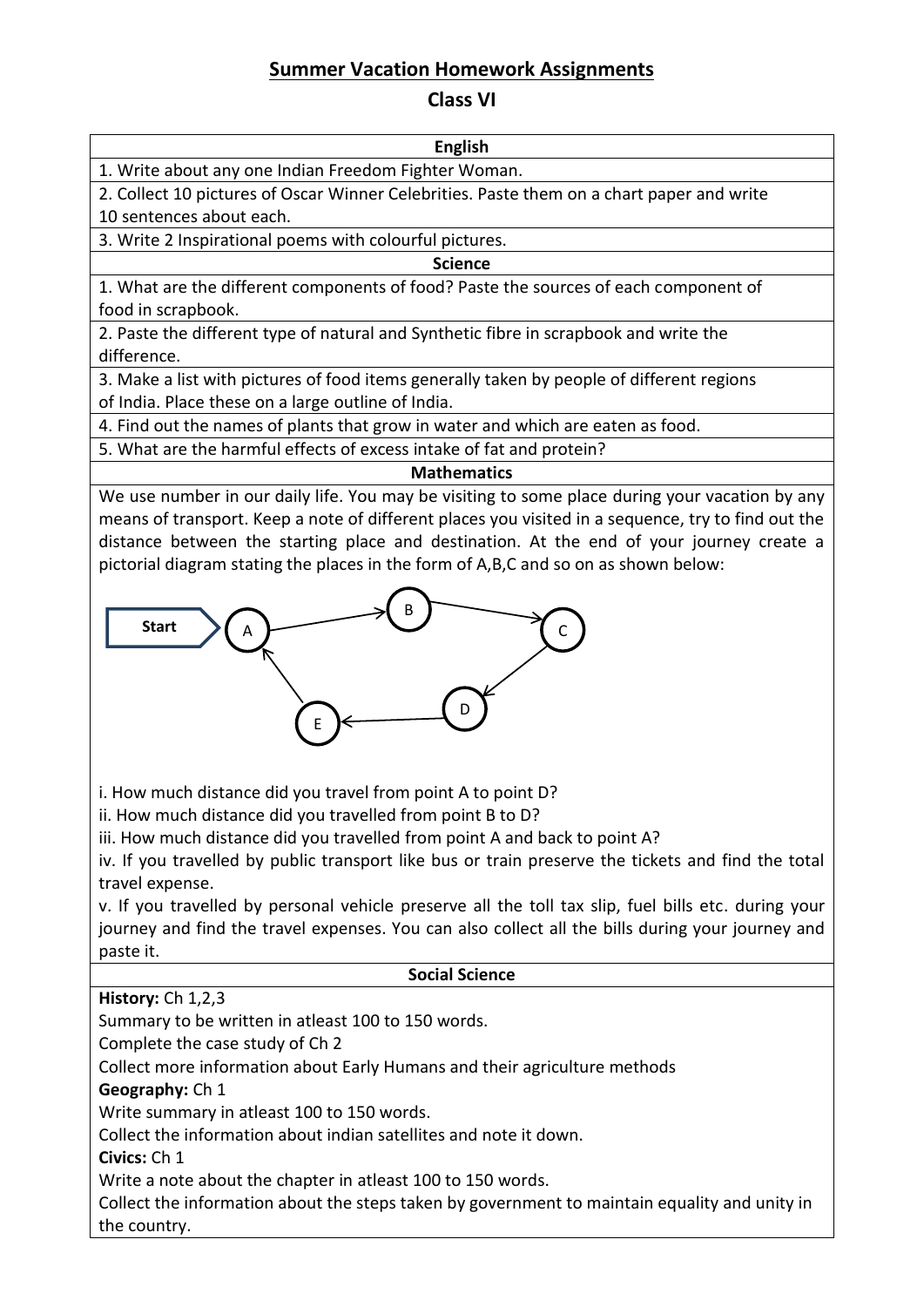## Summer Vacation Homework Assignments

## Class VI

### English

1. Write about any one Indian Freedom Fighter Woman.
2. Collect 10 pictures of Oscar Winner Celebrities. Paste them on a chart paper and write 10 sentences about each.
3. Write 2 Inspirational poems with colourful pictures.

### Science

1. What are the different components of food? Paste the sources of each component of food in scrapbook.
2. Paste the different type of natural and Synthetic fibre in scrapbook and write the difference.
3. Make a list with pictures of food items generally taken by people of different regions of India. Place these on a large outline of India.
4. Find out the names of plants that grow in water and which are eaten as food.
5. What are the harmful effects of excess intake of fat and protein?

### Mathematics

We use number in our daily life. You may be visiting to some place during your vacation by any means of transport. Keep a note of different places you visited in a sequence, try to find out the distance between the starting place and destination. At the end of your journey create a pictorial diagram stating the places in the form of A,B,C and so on as shown below:

Start → A → B → C → D → E → A

i. How much distance did you travel from point A to point D?
ii. How much distance did you travelled from point B to D?
iii. How much distance did you travelled from point A and back to point A?
iv. If you travelled by public transport like bus or train preserve the tickets and find the total travel expense.
v. If you travelled by personal vehicle preserve all the toll tax slip, fuel bills etc. during your journey and find the travel expenses. You can also collect all the bills during your journey and paste it.

### Social Science

**History:** Ch 1,2,3
Summary to be written in atleast 100 to 150 words.
Complete the case study of Ch 2
Collect more information about Early Humans and their agriculture methods

**Geography:** Ch 1
Write summary in atleast 100 to 150 words.
Collect the information about indian satellites and note it down.

**Civics:** Ch 1
Write a note about the chapter in atleast 100 to 150 words.
Collect the information about the steps taken by government to maintain equality and unity in the country.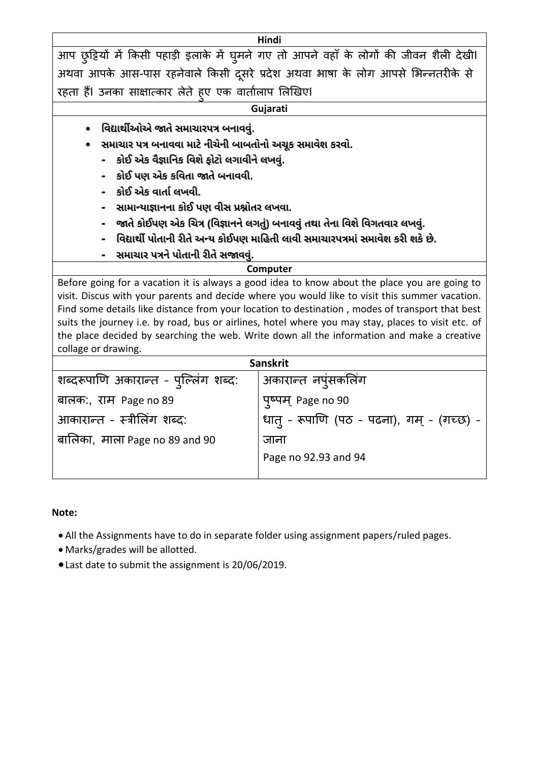## Hindi

आप छुट्टियों में किसी पहाड़ी इलाके में घुमने गए तो आपने वहाँ के लोगों की जीवन शैली देखी। अथवा आपके आस-पास रहनेवाले किसी दूसरे प्रदेश अथवा भाषा के लोग आपसे भिन्नतरीके से रहता हैं। उनका साक्षात्कार लेते हुए एक वार्तालाप लिखिए।

## Gujarati

- વિદ્યાર્થીઓએ જાતે સમાચારપત્ર બનાવવું.
- સમાચાર પત્ર બનાવવા માટે નીચેની બાબતોનો અચૂક સમાવેશ કરવો.
  - કોઈ એક વૈજ્ઞાનિક વિશે ફોટો લગાવીને લખવું.
  - કોઈ પણ એક કવિતા જાતે બનાવવી.
  - કોઈ એક વાર્તા લખવી.
  - સામાન્યજ્ઞાનના કોઈ પણ વીસ પ્રશ્નોતર લખવા.
  - જાતે કોઈપણ એક ચિત્ર (વિજ્ઞાનને લગતું) બનાવવું તથા તેના વિશે વિગતવાર લખવું.
  - વિદ્યાર્થી પોતાની રીતે અન્ય કોઈપણ માહિતી લાવી સમાચારપત્રમાં સમાવેશ કરી શકે છે.
  - સમાચાર પત્રને પોતાની રીતે સજાવવું.

## Computer

Before going for a vacation it is always a good idea to know about the place you are going to visit. Discus with your parents and decide where you would like to visit this summer vacation. Find some details like distance from your location to destination , modes of transport that best suits the journey i.e. by road, bus or airlines, hotel where you may stay, places to visit etc. of the place decided by searching the web. Write down all the information and make a creative collage or drawing.

## Sanskrit

| | |
|---|---|
| शब्दरूपाणि अकारान्त - पुल्लिंग शब्दः<br>बालकः, राम Page no 89<br>आकारान्त - स्त्रीलिंग शब्दः<br>बालिका, माला Page no 89 and 90 | अकारान्त नपुंसकलिंग<br>पुष्पम् Page no 90<br>धातु - रूपाणि (पठ - पढना), गम् - (गच्छ) - जाना<br>Page no 92.93 and 94 |

**Note:**

- All the Assignments have to do in separate folder using assignment papers/ruled pages.
- Marks/grades will be allotted.
- Last date to submit the assignment is 20/06/2019.